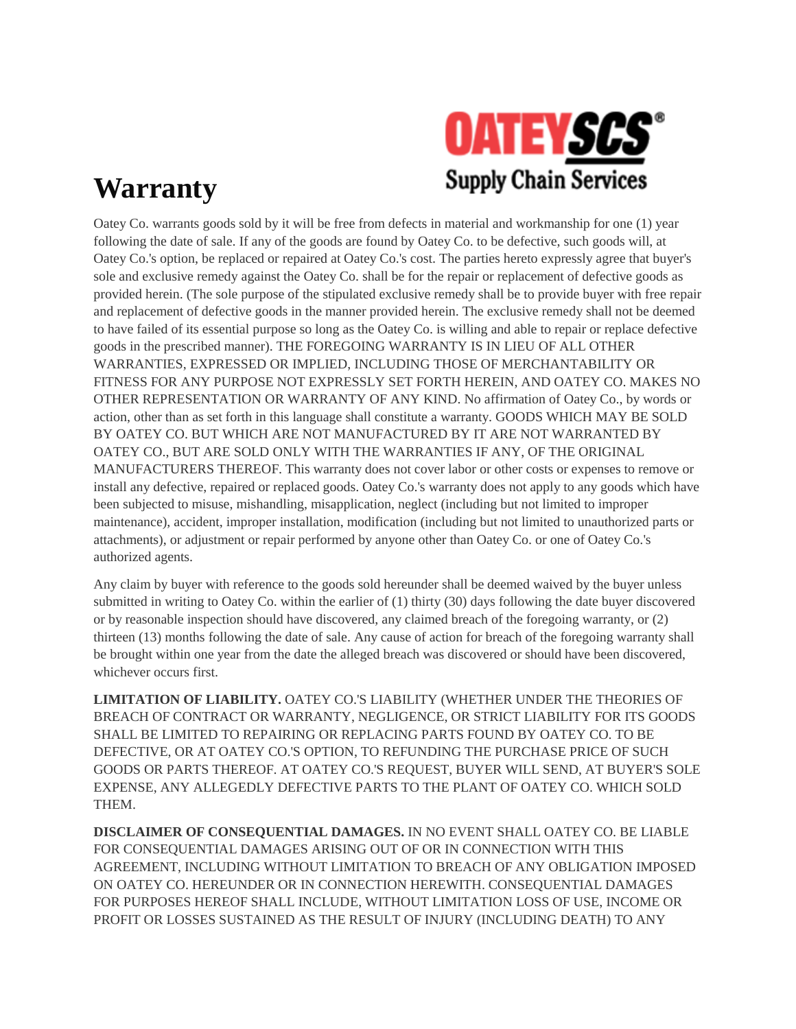# Warranty

Oatey Co. warrants goods sold by it will be free from defects in material and workmanship for one (1) year following the date of sale. If any of the goods are found by Oatey Co. to be defective, such goods will, at Oatey Co.'s option, be replaced or repaired at Oatey Co.'s cost. The parties hereto expressly agree that buyer's sole and exclusive remedy against the Oatey Co. shall be for the repair or replacement of defective goods as provided herein. (The sole purpose of the stipulated exclusive remedy shall be to provide buyer with free repair and replacement of defective goods in the manner provided herein. The exclusive remedy shall not be deemed to have failed of its essential purpose so long as the Oatey Co. is willing and able to repair or replace defective goods in the prescribed manner). THE FOREGOING WARRANTY IS IN LIEU OF ALL OTHER WARRANTIES, EXPRESSED OR IMPLIED, INCLUDING THOSE OF MERCHANTABILITY OR FITNESS FOR ANY PURPOSE NOT EXPRESSLY SET FORTH HEREIN, AND OATEY CO. MAKES NO OTHER REPRESENTATION OR WARRANTY OF ANY KIND. No affirmation of Oatey Co., by words or action, other than as set forth in this language shall constitute a warranty. GOODS WHICH MAY BE SOLD BY OATEY CO. BUT WHICH ARE NOT MANUFACTURED BY IT ARE NOT WARRANTED BY OATEY CO., BUT ARE SOLD ONLY WITH THE WARRANTIES IF ANY, OF THE ORIGINAL MANUFACTURERS THEREOF. This warranty does not cover labor or other costs or expenses to remove or install any defective, repaired or replaced goods. Oatey Co.'s warranty does not apply to any goods which have been subjected to misuse, mishandling, misapplication, neglect (including but not limited to improper maintenance), accident, improper installation, modification (including but not limited to unauthorized parts or attachments), or adjustment or repair performed by anyone other than Oatey Co. or one of Oatey Co.'s authorized agents.

Any claim by buyer with reference to the goods sold hereunder shall be deemed waived by the buyer unless submitted in writing to Oatey Co. within the earlier of (1) thirty (30) days following the date buyer discovered or by reasonable inspection should have discovered, any claimed breach of the foregoing warranty, or (2) thirteen (13) months following the date of sale. Any cause of action for breach of the foregoing warranty shall be brought within one year from the date the alleged breach was discovered or should have been discovered, whichever occurs first.

**LIMITATION OF LIABILITY.** OATEY CO.'S LIABILITY (WHETHER UNDER THE THEORIES OF BREACH OF CONTRACT OR WARRANTY, NEGLIGENCE, OR STRICT LIABILITY FOR ITS GOODS SHALL BE LIMITED TO REPAIRING OR REPLACING PARTS FOUND BY OATEY CO. TO BE DEFECTIVE, OR AT OATEY CO.'S OPTION, TO REFUNDING THE PURCHASE PRICE OF SUCH GOODS OR PARTS THEREOF. AT OATEY CO.'S REQUEST, BUYER WILL SEND, AT BUYER'S SOLE EXPENSE, ANY ALLEGEDLY DEFECTIVE PARTS TO THE PLANT OF OATEY CO. WHICH SOLD THEM.

**DISCLAIMER OF CONSEQUENTIAL DAMAGES.** IN NO EVENT SHALL OATEY CO. BE LIABLE FOR CONSEQUENTIAL DAMAGES ARISING OUT OF OR IN CONNECTION WITH THIS AGREEMENT, INCLUDING WITHOUT LIMITATION TO BREACH OF ANY OBLIGATION IMPOSED ON OATEY CO. HEREUNDER OR IN CONNECTION HEREWITH. CONSEQUENTIAL DAMAGES FOR PURPOSES HEREOF SHALL INCLUDE, WITHOUT LIMITATION LOSS OF USE, INCOME OR PROFIT OR LOSSES SUSTAINED AS THE RESULT OF INJURY (INCLUDING DEATH) TO ANY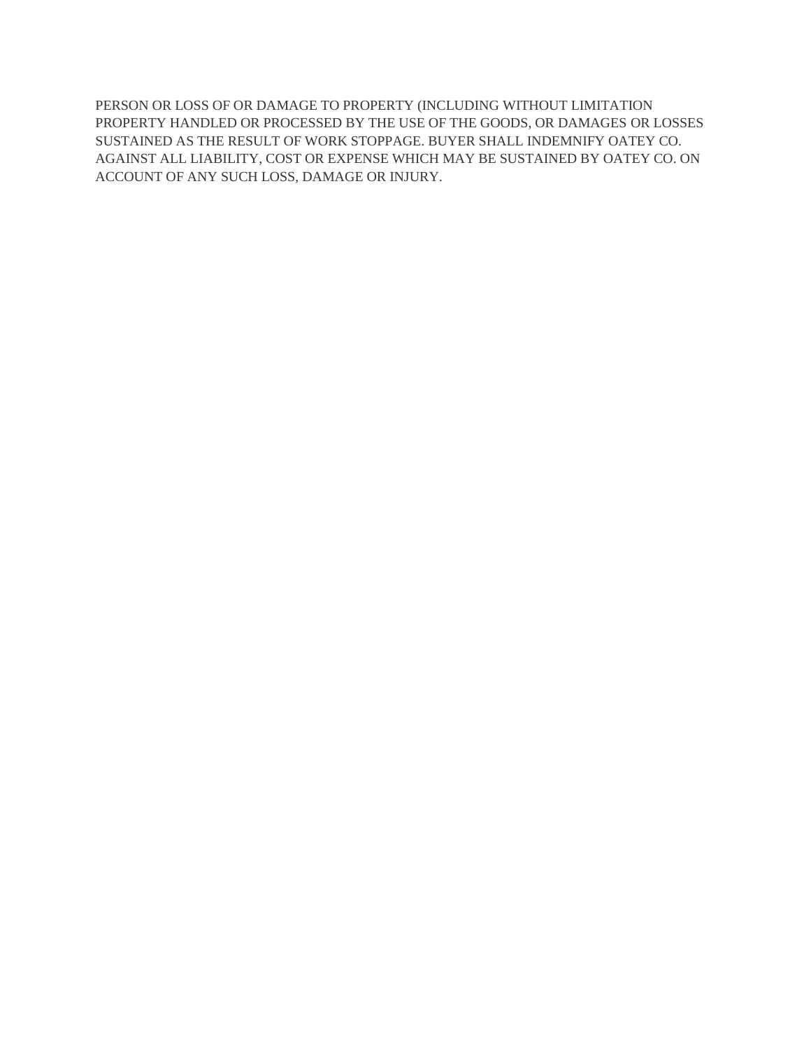PERSON OR LOSS OF OR DAMAGE TO PROPERTY (INCLUDING WITHOUT LIMITATION PROPERTY HANDLED OR PROCESSED BY THE USE OF THE GOODS, OR DAMAGES OR LOSSES SUSTAINED AS THE RESULT OF WORK STOPPAGE. BUYER SHALL INDEMNIFY OATEY CO. AGAINST ALL LIABILITY, COST OR EXPENSE WHICH MAY BE SUSTAINED BY OATEY CO. ON ACCOUNT OF ANY SUCH LOSS, DAMAGE OR INJURY.